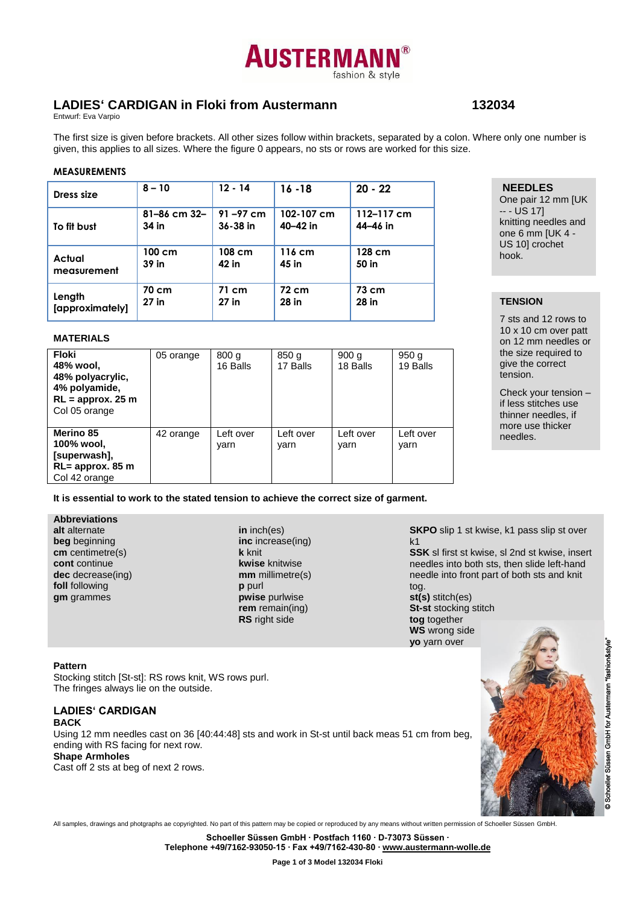# AUSTERMANN®
fashion & style

## LADIES‘ CARDIGAN in Floki from Austermann 132034

Entwurf: Eva Varpio

The first size is given before brackets. All other sizes follow within brackets, separated by a colon. Where only one number is given, this applies to all sizes. Where the figure 0 appears, no sts or rows are worked for this size.

### MEASUREMENTS

| Dress size | 8 – 10 | 12 - 14 | 16 -18 | 20 - 22 |
|---|---|---|---|---|
| To fit bust | 81–86 cm 32–34 in | 91 –97 cm 36-38 in | 102-107 cm 40–42 in | 112–117 cm 44–46 in |
| Actual measurement | 100 cm 39 in | 108 cm 42 in | 116 cm 45 in | 128 cm 50 in |
| Length [approximately] | 70 cm 27 in | 71 cm 27 in | 72 cm 28 in | 73 cm 28 in |

### NEEDLES

One pair 12 mm [UK -- - US 17] knitting needles and one 6 mm [UK 4 - US 10] crochet hook.

### TENSION

7 sts and 12 rows to 10 x 10 cm over patt on 12 mm needles or the size required to give the correct tension.

Check your tension – if less stitches use thinner needles, if more use thicker needles.

### MATERIALS

| | | | | | |
|---|---|---|---|---|---|
| **Floki 48% wool, 48% polyacrylic, 4% polyamide, RL = approx. 25 m** Col 05 orange | 05 orange | 800 g 16 Balls | 850 g 17 Balls | 900 g 18 Balls | 950 g 19 Balls |
| **Merino 85 100% wool, [superwash], RL= approx. 85 m** Col 42 orange | 42 orange | Left over yarn | Left over yarn | Left over yarn | Left over yarn |

**It is essential to work to the stated tension to achieve the correct size of garment.**

**Abbreviations**

**alt** alternate
**beg** beginning
**cm** centimetre(s)
**cont** continue
**dec** decrease(ing)
**foll** following
**gm** grammes
**in** inch(es)
**inc** increase(ing)
**k** knit
**kwise** knitwise
**mm** millimetre(s)
**p** purl
**pwise** purlwise
**rem** remain(ing)
**RS** right side
**SKPO** slip 1 st kwise, k1 pass slip st over k1
**SSK** sl first st kwise, sl 2nd st kwise, insert needles into both sts, then slide left-hand needle into front part of both sts and knit tog.
**st(s)** stitch(es)
**St-st** stocking stitch
**tog** together
**WS** wrong side
**yo** yarn over

**Pattern**

Stocking stitch [St-st]: RS rows knit, WS rows purl.
The fringes always lie on the outside.

## LADIES‘ CARDIGAN

**BACK**

Using 12 mm needles cast on 36 [40:44:48] sts and work in St-st until back meas 51 cm from beg, ending with RS facing for next row.

**Shape Armholes**

Cast off 2 sts at beg of next 2 rows.

© Schoeller Süssen GmbH for Austermann "fashion&style"

All samples, drawings and photgraphs ae copyrighted. No part of this pattern may be copied or reproduced by any means without written permission of Schoeller Süssen GmbH.

**Schoeller Süssen GmbH · Postfach 1160 · D-73073 Süssen ·**
**Telephone +49/7162-93050-15 · Fax +49/7162-430-80 · www.austermann-wolle.de**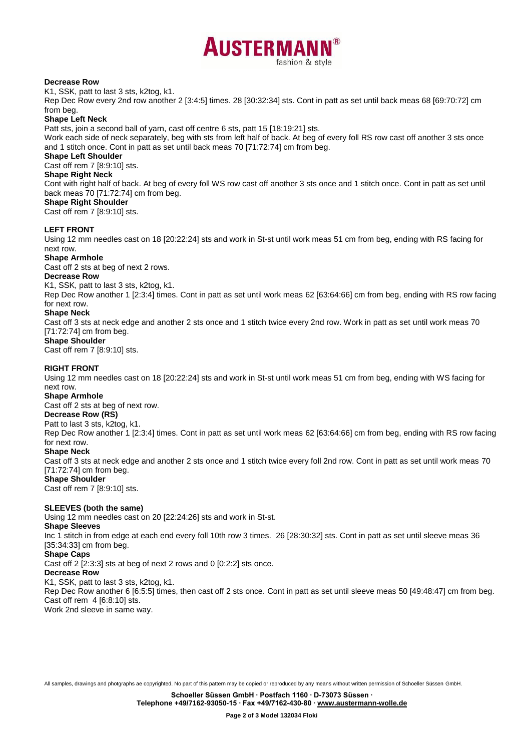**Decrease Row**

K1, SSK, patt to last 3 sts, k2tog, k1.

Rep Dec Row every 2nd row another 2 [3:4:5] times. 28 [30:32:34] sts. Cont in patt as set until back meas 68 [69:70:72] cm from beg.

**Shape Left Neck**

Patt sts, join a second ball of yarn, cast off centre 6 sts, patt 15 [18:19:21] sts.

Work each side of neck separately, beg with sts from left half of back. At beg of every foll RS row cast off another 3 sts once and 1 stitch once. Cont in patt as set until back meas 70 [71:72:74] cm from beg.

**Shape Left Shoulder**

Cast off rem 7 [8:9:10] sts.

**Shape Right Neck**

Cont with right half of back. At beg of every foll WS row cast off another 3 sts once and 1 stitch once. Cont in patt as set until back meas 70 [71:72:74] cm from beg.

**Shape Right Shoulder**

Cast off rem 7 [8:9:10] sts.

**LEFT FRONT**

Using 12 mm needles cast on 18 [20:22:24] sts and work in St-st until work meas 51 cm from beg, ending with RS facing for next row.

**Shape Armhole**

Cast off 2 sts at beg of next 2 rows.

**Decrease Row**

K1, SSK, patt to last 3 sts, k2tog, k1.

Rep Dec Row another 1 [2:3:4] times. Cont in patt as set until work meas 62 [63:64:66] cm from beg, ending with RS row facing for next row.

**Shape Neck**

Cast off 3 sts at neck edge and another 2 sts once and 1 stitch twice every 2nd row. Work in patt as set until work meas 70 [71:72:74] cm from beg.

**Shape Shoulder**

Cast off rem 7 [8:9:10] sts.

**RIGHT FRONT**

Using 12 mm needles cast on 18 [20:22:24] sts and work in St-st until work meas 51 cm from beg, ending with WS facing for next row.

**Shape Armhole**

Cast off 2 sts at beg of next row.

**Decrease Row (RS)**

Patt to last 3 sts, k2tog, k1.

Rep Dec Row another 1 [2:3:4] times. Cont in patt as set until work meas 62 [63:64:66] cm from beg, ending with RS row facing for next row.

**Shape Neck**

Cast off 3 sts at neck edge and another 2 sts once and 1 stitch twice every foll 2nd row. Cont in patt as set until work meas 70 [71:72:74] cm from beg.

**Shape Shoulder**

Cast off rem 7 [8:9:10] sts.

**SLEEVES (both the same)**

Using 12 mm needles cast on 20 [22:24:26] sts and work in St-st.

**Shape Sleeves**

Inc 1 stitch in from edge at each end every foll 10th row 3 times. 26 [28:30:32] sts. Cont in patt as set until sleeve meas 36 [35:34:33] cm from beg.

**Shape Caps**

Cast off 2 [2:3:3] sts at beg of next 2 rows and 0 [0:2:2] sts once.

**Decrease Row**

K1, SSK, patt to last 3 sts, k2tog, k1.

Rep Dec Row another 6 [6:5:5] times, then cast off 2 sts once. Cont in patt as set until sleeve meas 50 [49:48:47] cm from beg. Cast off rem 4 [6:8:10] sts.

Work 2nd sleeve in same way.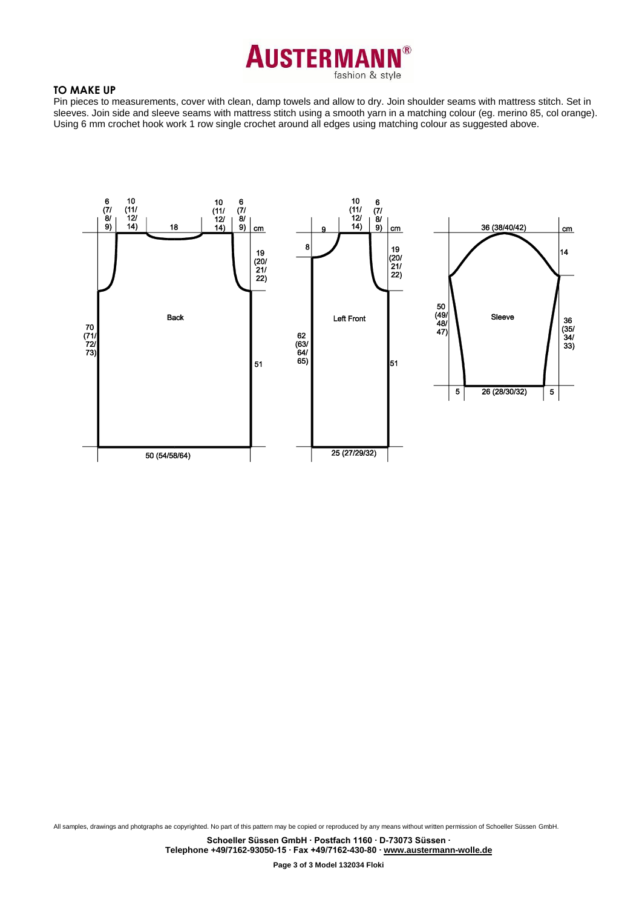## TO MAKE UP

Pin pieces to measurements, cover with clean, damp towels and allow to dry. Join shoulder seams with mattress stitch. Set in sleeves. Join side and sleeve seams with mattress stitch using a smooth yarn in a matching colour (eg. merino 85, col orange). Using 6 mm crochet hook work 1 row single crochet around all edges using matching colour as suggested above.

Back
6 (7/ 8/ 9)
10 (11/ 12/ 14)
18
10 (11/ 12/ 14)
6 (7/ 8/ 9)
cm
19 (20/ 21/ 22)
70 (71/ 72/ 73)
51
50 (54/58/64)

Left Front
9
10 (11/ 12/ 14)
6 (7/ 8/ 9)
cm
8
19 (20/ 21/ 22)
62 (63/ 64/ 65)
51
25 (27/29/32)

Sleeve
36 (38/40/42)
cm
14
50 (49/ 48/ 47)
36 (35/ 34/ 33)
5
26 (28/30/32)
5

All samples, drawings and photgraphs ae copyrighted. No part of this pattern may be copied or reproduced by any means without written permission of Schoeller Süssen GmbH.

**Schoeller Süssen GmbH · Postfach 1160 · D-73073 Süssen ·**
**Telephone +49/7162-93050-15 · Fax +49/7162-430-80 · www.austermann-wolle.de**